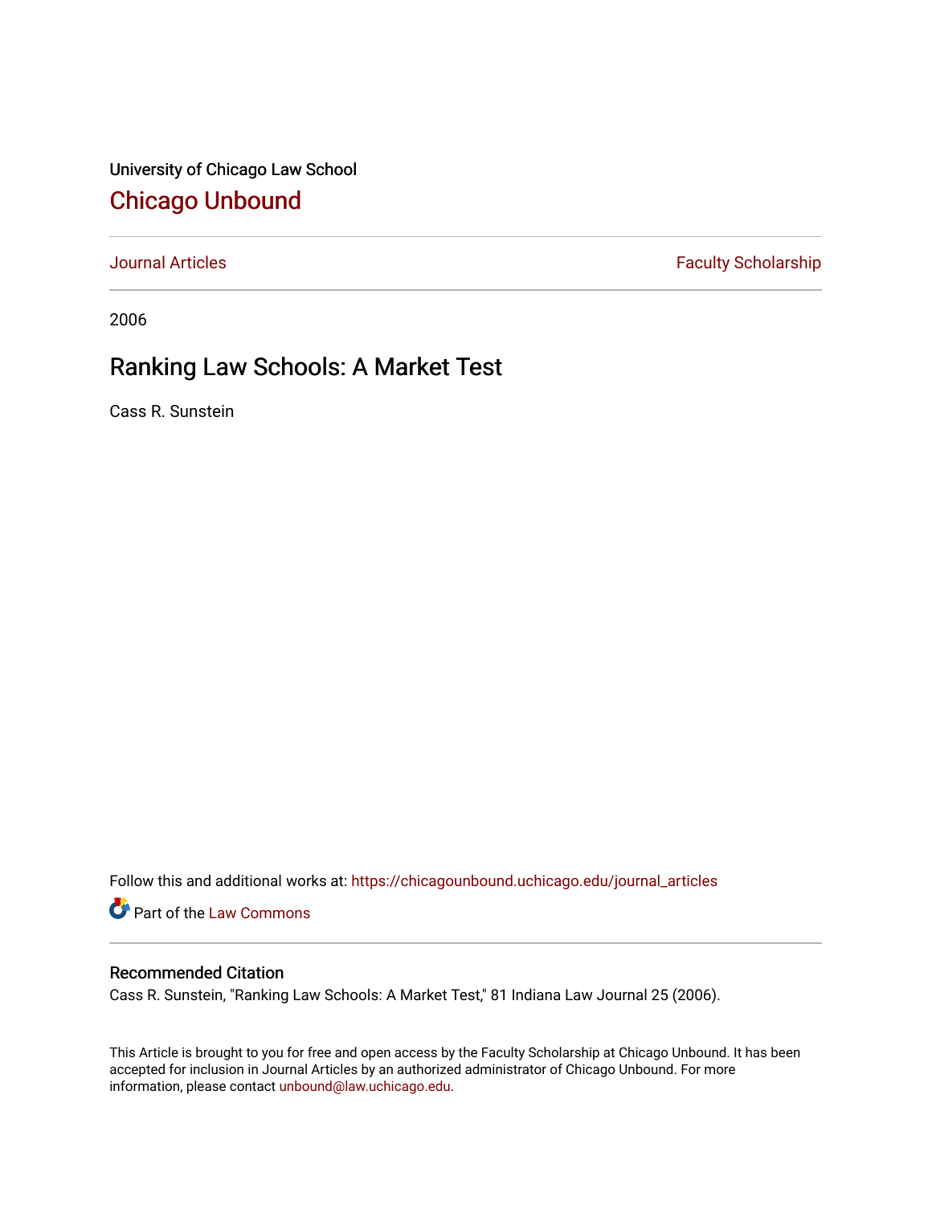University of Chicago Law School

# Chicago Unbound

Journal Articles | Faculty Scholarship

2006

## Ranking Law Schools: A Market Test

Cass R. Sunstein

Follow this and additional works at: https://chicagounbound.uchicago.edu/journal_articles

Part of the Law Commons

### Recommended Citation

Cass R. Sunstein, "Ranking Law Schools: A Market Test," 81 Indiana Law Journal 25 (2006).

This Article is brought to you for free and open access by the Faculty Scholarship at Chicago Unbound. It has been accepted for inclusion in Journal Articles by an authorized administrator of Chicago Unbound. For more information, please contact unbound@law.uchicago.edu.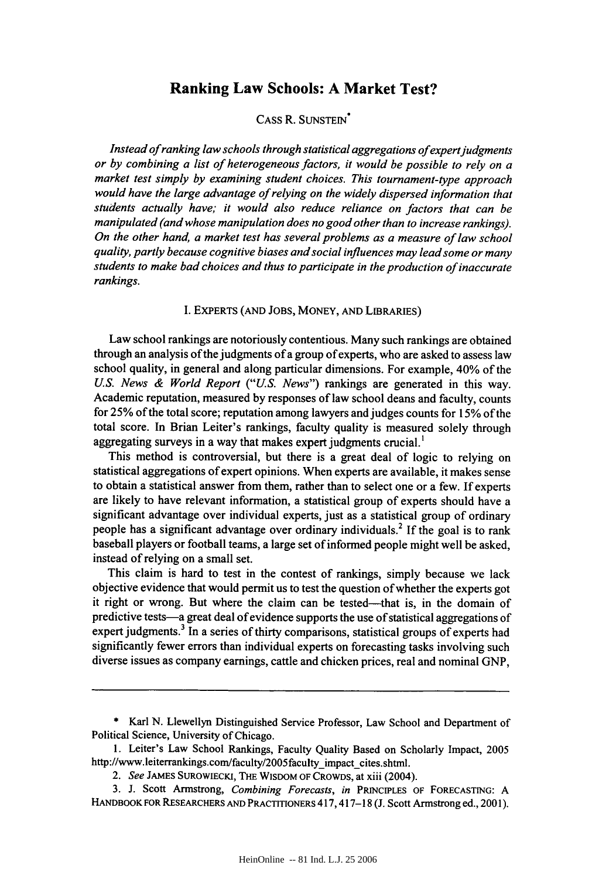# Ranking Law Schools: A Market Test?

CASS R. SUNSTEIN*

*Instead of ranking law schools through statistical aggregations of expert judgments or by combining a list of heterogeneous factors, it would be possible to rely on a market test simply by examining student choices. This tournament-type approach would have the large advantage of relying on the widely dispersed information that students actually have; it would also reduce reliance on factors that can be manipulated (and whose manipulation does no good other than to increase rankings). On the other hand, a market test has several problems as a measure of law school quality, partly because cognitive biases and social influences may lead some or many students to make bad choices and thus to participate in the production of inaccurate rankings.*

## I. EXPERTS (AND JOBS, MONEY, AND LIBRARIES)

Law school rankings are notoriously contentious. Many such rankings are obtained through an analysis of the judgments of a group of experts, who are asked to assess law school quality, in general and along particular dimensions. For example, 40% of the *U.S. News & World Report* ("*U.S. News*") rankings are generated in this way. Academic reputation, measured by responses of law school deans and faculty, counts for 25% of the total score; reputation among lawyers and judges counts for 15% of the total score. In Brian Leiter's rankings, faculty quality is measured solely through aggregating surveys in a way that makes expert judgments crucial.[1]

This method is controversial, but there is a great deal of logic to relying on statistical aggregations of expert opinions. When experts are available, it makes sense to obtain a statistical answer from them, rather than to select one or a few. If experts are likely to have relevant information, a statistical group of experts should have a significant advantage over individual experts, just as a statistical group of ordinary people has a significant advantage over ordinary individuals.[2] If the goal is to rank baseball players or football teams, a large set of informed people might well be asked, instead of relying on a small set.

This claim is hard to test in the contest of rankings, simply because we lack objective evidence that would permit us to test the question of whether the experts got it right or wrong. But where the claim can be tested—that is, in the domain of predictive tests—a great deal of evidence supports the use of statistical aggregations of expert judgments.[3] In a series of thirty comparisons, statistical groups of experts had significantly fewer errors than individual experts on forecasting tasks involving such diverse issues as company earnings, cattle and chicken prices, real and nominal GNP,

---

\* Karl N. Llewellyn Distinguished Service Professor, Law School and Department of Political Science, University of Chicago.

1. Leiter's Law School Rankings, Faculty Quality Based on Scholarly Impact, 2005 http://www.leiterrankings.com/faculty/2005faculty_impact_cites.shtml.

2. *See* JAMES SUROWIECKI, THE WISDOM OF CROWDS, at xiii (2004).

3. J. Scott Armstrong, *Combining Forecasts*, *in* PRINCIPLES OF FORECASTING: A HANDBOOK FOR RESEARCHERS AND PRACTITIONERS 417, 417–18 (J. Scott Armstrong ed., 2001).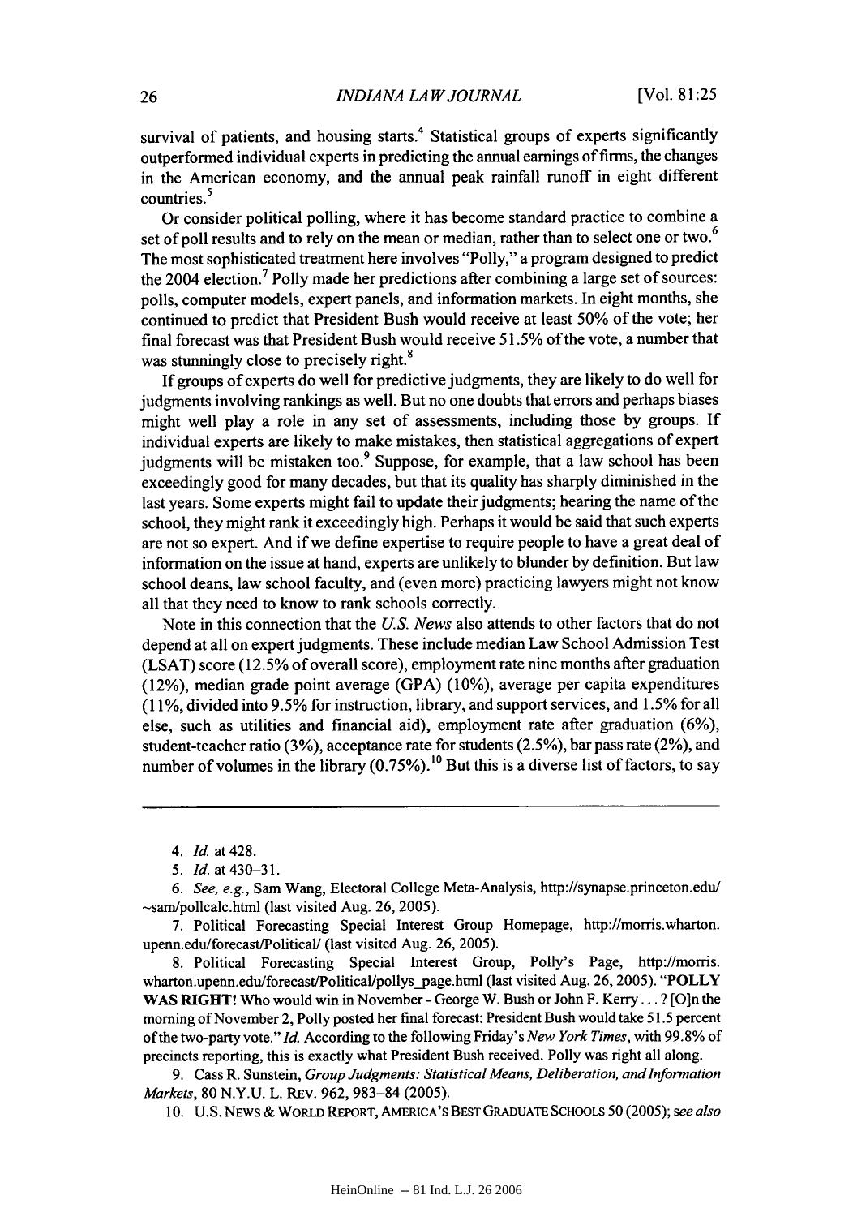survival of patients, and housing starts.[4] Statistical groups of experts significantly outperformed individual experts in predicting the annual earnings of firms, the changes in the American economy, and the annual peak rainfall runoff in eight different countries.[5]

Or consider political polling, where it has become standard practice to combine a set of poll results and to rely on the mean or median, rather than to select one or two.[6] The most sophisticated treatment here involves "Polly," a program designed to predict the 2004 election.[7] Polly made her predictions after combining a large set of sources: polls, computer models, expert panels, and information markets. In eight months, she continued to predict that President Bush would receive at least 50% of the vote; her final forecast was that President Bush would receive 51.5% of the vote, a number that was stunningly close to precisely right.[8]

If groups of experts do well for predictive judgments, they are likely to do well for judgments involving rankings as well. But no one doubts that errors and perhaps biases might well play a role in any set of assessments, including those by groups. If individual experts are likely to make mistakes, then statistical aggregations of expert judgments will be mistaken too.[9] Suppose, for example, that a law school has been exceedingly good for many decades, but that its quality has sharply diminished in the last years. Some experts might fail to update their judgments; hearing the name of the school, they might rank it exceedingly high. Perhaps it would be said that such experts are not so expert. And if we define expertise to require people to have a great deal of information on the issue at hand, experts are unlikely to blunder by definition. But law school deans, law school faculty, and (even more) practicing lawyers might not know all that they need to know to rank schools correctly.

Note in this connection that the *U.S. News* also attends to other factors that do not depend at all on expert judgments. These include median Law School Admission Test (LSAT) score (12.5% of overall score), employment rate nine months after graduation (12%), median grade point average (GPA) (10%), average per capita expenditures (11%, divided into 9.5% for instruction, library, and support services, and 1.5% for all else, such as utilities and financial aid), employment rate after graduation (6%), student-teacher ratio (3%), acceptance rate for students (2.5%), bar pass rate (2%), and number of volumes in the library (0.75%).[10] But this is a diverse list of factors, to say

---

4. *Id.* at 428.

5. *Id.* at 430–31.

6. *See, e.g.*, Sam Wang, Electoral College Meta-Analysis, http://synapse.princeton.edu/~sam/pollcalc.html (last visited Aug. 26, 2005).

7. Political Forecasting Special Interest Group Homepage, http://morris.wharton.upenn.edu/forecast/Political/ (last visited Aug. 26, 2005).

8. Political Forecasting Special Interest Group, Polly's Page, http://morris.wharton.upenn.edu/forecast/Political/pollys_page.html (last visited Aug. 26, 2005). "**POLLY WAS RIGHT!** Who would win in November - George W. Bush or John F. Kerry . . . ? [O]n the morning of November 2, Polly posted her final forecast: President Bush would take 51.5 percent of the two-party vote." *Id.* According to the following Friday's *New York Times*, with 99.8% of precincts reporting, this is exactly what President Bush received. Polly was right all along.

9. Cass R. Sunstein, *Group Judgments: Statistical Means, Deliberation, and Information Markets*, 80 N.Y.U. L. REV. 962, 983–84 (2005).

10. U.S. NEWS & WORLD REPORT, AMERICA'S BEST GRADUATE SCHOOLS 50 (2005); *see also*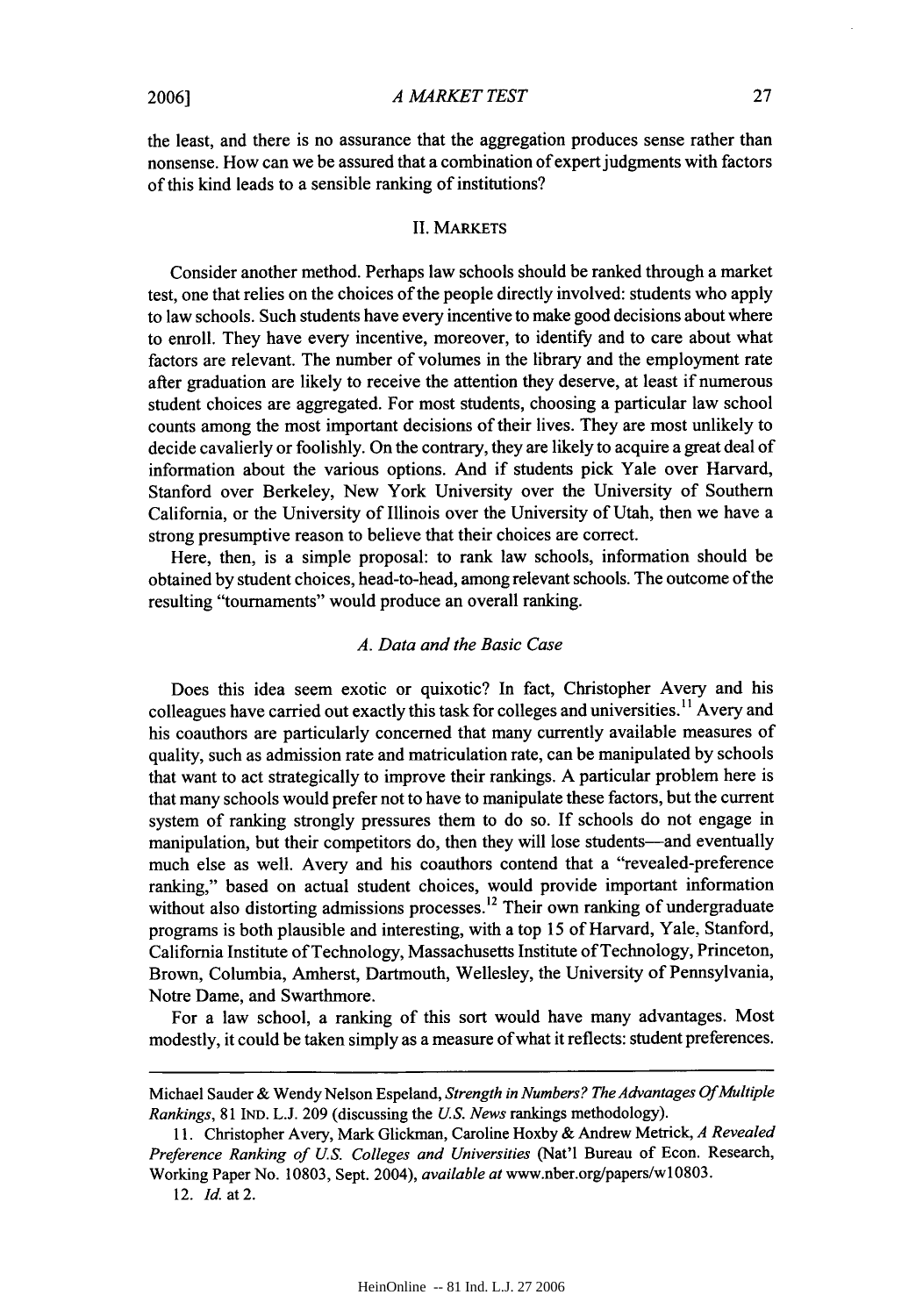the least, and there is no assurance that the aggregation produces sense rather than nonsense. How can we be assured that a combination of expert judgments with factors of this kind leads to a sensible ranking of institutions?

## II. MARKETS

Consider another method. Perhaps law schools should be ranked through a market test, one that relies on the choices of the people directly involved: students who apply to law schools. Such students have every incentive to make good decisions about where to enroll. They have every incentive, moreover, to identify and to care about what factors are relevant. The number of volumes in the library and the employment rate after graduation are likely to receive the attention they deserve, at least if numerous student choices are aggregated. For most students, choosing a particular law school counts among the most important decisions of their lives. They are most unlikely to decide cavalierly or foolishly. On the contrary, they are likely to acquire a great deal of information about the various options. And if students pick Yale over Harvard, Stanford over Berkeley, New York University over the University of Southern California, or the University of Illinois over the University of Utah, then we have a strong presumptive reason to believe that their choices are correct.

Here, then, is a simple proposal: to rank law schools, information should be obtained by student choices, head-to-head, among relevant schools. The outcome of the resulting "tournaments" would produce an overall ranking.

### *A. Data and the Basic Case*

Does this idea seem exotic or quixotic? In fact, Christopher Avery and his colleagues have carried out exactly this task for colleges and universities.[11] Avery and his coauthors are particularly concerned that many currently available measures of quality, such as admission rate and matriculation rate, can be manipulated by schools that want to act strategically to improve their rankings. A particular problem here is that many schools would prefer not to have to manipulate these factors, but the current system of ranking strongly pressures them to do so. If schools do not engage in manipulation, but their competitors do, then they will lose students—and eventually much else as well. Avery and his coauthors contend that a "revealed-preference ranking," based on actual student choices, would provide important information without also distorting admissions processes.[12] Their own ranking of undergraduate programs is both plausible and interesting, with a top 15 of Harvard, Yale, Stanford, California Institute of Technology, Massachusetts Institute of Technology, Princeton, Brown, Columbia, Amherst, Dartmouth, Wellesley, the University of Pennsylvania, Notre Dame, and Swarthmore.

For a law school, a ranking of this sort would have many advantages. Most modestly, it could be taken simply as a measure of what it reflects: student preferences.

---

Michael Sauder & Wendy Nelson Espeland, *Strength in Numbers? The Advantages Of Multiple Rankings*, 81 IND. L.J. 209 (discussing the *U.S. News* rankings methodology).

11. Christopher Avery, Mark Glickman, Caroline Hoxby & Andrew Metrick, *A Revealed Preference Ranking of U.S. Colleges and Universities* (Nat'l Bureau of Econ. Research, Working Paper No. 10803, Sept. 2004), *available at* www.nber.org/papers/w10803.

12. *Id.* at 2.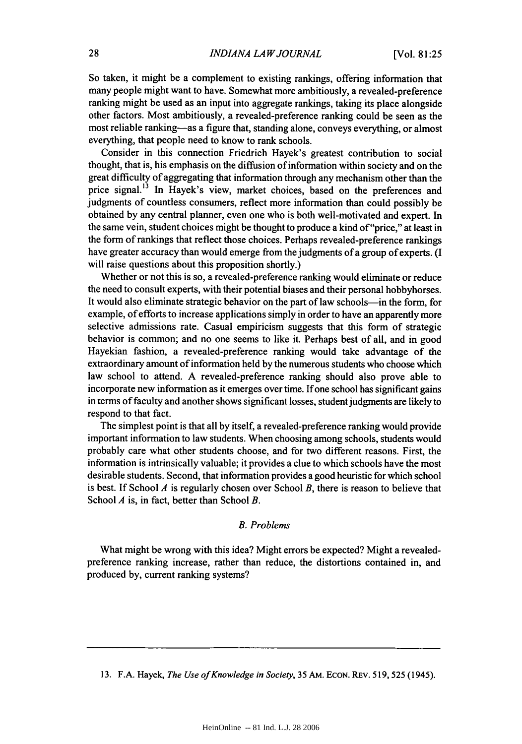So taken, it might be a complement to existing rankings, offering information that many people might want to have. Somewhat more ambitiously, a revealed-preference ranking might be used as an input into aggregate rankings, taking its place alongside other factors. Most ambitiously, a revealed-preference ranking could be seen as the most reliable ranking—as a figure that, standing alone, conveys everything, or almost everything, that people need to know to rank schools.

Consider in this connection Friedrich Hayek's greatest contribution to social thought, that is, his emphasis on the diffusion of information within society and on the great difficulty of aggregating that information through any mechanism other than the price signal.[13] In Hayek's view, market choices, based on the preferences and judgments of countless consumers, reflect more information than could possibly be obtained by any central planner, even one who is both well-motivated and expert. In the same vein, student choices might be thought to produce a kind of "price," at least in the form of rankings that reflect those choices. Perhaps revealed-preference rankings have greater accuracy than would emerge from the judgments of a group of experts. (I will raise questions about this proposition shortly.)

Whether or not this is so, a revealed-preference ranking would eliminate or reduce the need to consult experts, with their potential biases and their personal hobbyhorses. It would also eliminate strategic behavior on the part of law schools—in the form, for example, of efforts to increase applications simply in order to have an apparently more selective admissions rate. Casual empiricism suggests that this form of strategic behavior is common; and no one seems to like it. Perhaps best of all, and in good Hayekian fashion, a revealed-preference ranking would take advantage of the extraordinary amount of information held by the numerous students who choose which law school to attend. A revealed-preference ranking should also prove able to incorporate new information as it emerges over time. If one school has significant gains in terms of faculty and another shows significant losses, student judgments are likely to respond to that fact.

The simplest point is that all by itself, a revealed-preference ranking would provide important information to law students. When choosing among schools, students would probably care what other students choose, and for two different reasons. First, the information is intrinsically valuable; it provides a clue to which schools have the most desirable students. Second, that information provides a good heuristic for which school is best. If School *A* is regularly chosen over School *B*, there is reason to believe that School *A* is, in fact, better than School *B*.

### *B. Problems*

What might be wrong with this idea? Might errors be expected? Might a revealed-preference ranking increase, rather than reduce, the distortions contained in, and produced by, current ranking systems?

---

13. F.A. Hayek, *The Use of Knowledge in Society*, 35 AM. ECON. REV. 519, 525 (1945).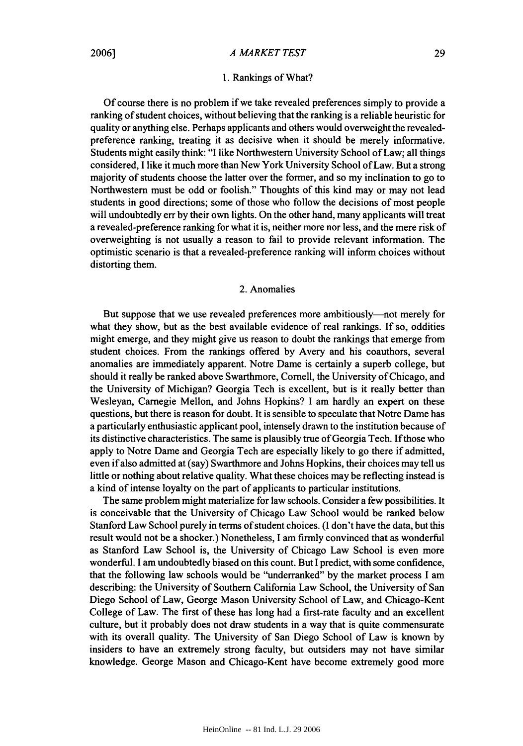### 1. Rankings of What?

Of course there is no problem if we take revealed preferences simply to provide a ranking of student choices, without believing that the ranking is a reliable heuristic for quality or anything else. Perhaps applicants and others would overweight the revealed-preference ranking, treating it as decisive when it should be merely informative. Students might easily think: "I like Northwestern University School of Law; all things considered, I like it much more than New York University School of Law. But a strong majority of students choose the latter over the former, and so my inclination to go to Northwestern must be odd or foolish." Thoughts of this kind may or may not lead students in good directions; some of those who follow the decisions of most people will undoubtedly err by their own lights. On the other hand, many applicants will treat a revealed-preference ranking for what it is, neither more nor less, and the mere risk of overweighting is not usually a reason to fail to provide relevant information. The optimistic scenario is that a revealed-preference ranking will inform choices without distorting them.

### 2. Anomalies

But suppose that we use revealed preferences more ambitiously—not merely for what they show, but as the best available evidence of real rankings. If so, oddities might emerge, and they might give us reason to doubt the rankings that emerge from student choices. From the rankings offered by Avery and his coauthors, several anomalies are immediately apparent. Notre Dame is certainly a superb college, but should it really be ranked above Swarthmore, Cornell, the University of Chicago, and the University of Michigan? Georgia Tech is excellent, but is it really better than Wesleyan, Carnegie Mellon, and Johns Hopkins? I am hardly an expert on these questions, but there is reason for doubt. It is sensible to speculate that Notre Dame has a particularly enthusiastic applicant pool, intensely drawn to the institution because of its distinctive characteristics. The same is plausibly true of Georgia Tech. If those who apply to Notre Dame and Georgia Tech are especially likely to go there if admitted, even if also admitted at (say) Swarthmore and Johns Hopkins, their choices may tell us little or nothing about relative quality. What these choices may be reflecting instead is a kind of intense loyalty on the part of applicants to particular institutions.

The same problem might materialize for law schools. Consider a few possibilities. It is conceivable that the University of Chicago Law School would be ranked below Stanford Law School purely in terms of student choices. (I don't have the data, but this result would not be a shocker.) Nonetheless, I am firmly convinced that as wonderful as Stanford Law School is, the University of Chicago Law School is even more wonderful. I am undoubtedly biased on this count. But I predict, with some confidence, that the following law schools would be "underranked" by the market process I am describing: the University of Southern California Law School, the University of San Diego School of Law, George Mason University School of Law, and Chicago-Kent College of Law. The first of these has long had a first-rate faculty and an excellent culture, but it probably does not draw students in a way that is quite commensurate with its overall quality. The University of San Diego School of Law is known by insiders to have an extremely strong faculty, but outsiders may not have similar knowledge. George Mason and Chicago-Kent have become extremely good more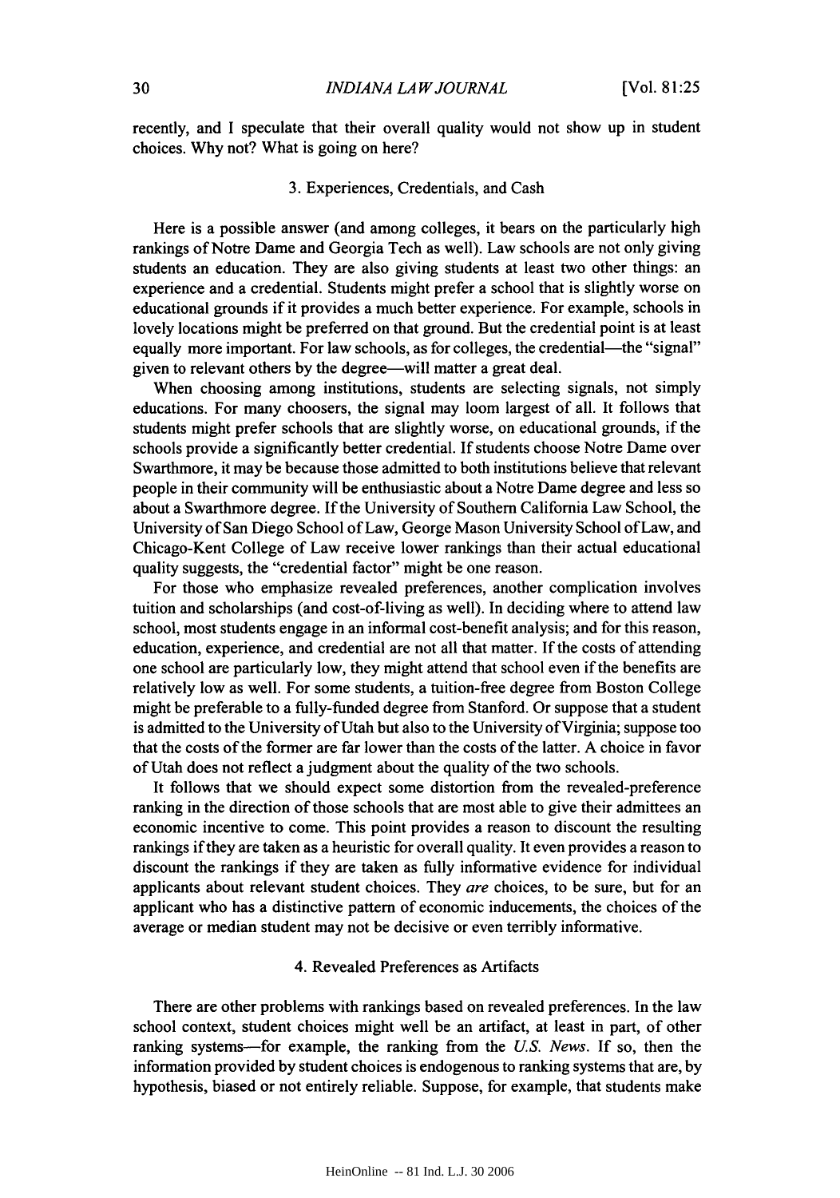recently, and I speculate that their overall quality would not show up in student choices. Why not? What is going on here?

### 3. Experiences, Credentials, and Cash

Here is a possible answer (and among colleges, it bears on the particularly high rankings of Notre Dame and Georgia Tech as well). Law schools are not only giving students an education. They are also giving students at least two other things: an experience and a credential. Students might prefer a school that is slightly worse on educational grounds if it provides a much better experience. For example, schools in lovely locations might be preferred on that ground. But the credential point is at least equally more important. For law schools, as for colleges, the credential—the "signal" given to relevant others by the degree—will matter a great deal.

When choosing among institutions, students are selecting signals, not simply educations. For many choosers, the signal may loom largest of all. It follows that students might prefer schools that are slightly worse, on educational grounds, if the schools provide a significantly better credential. If students choose Notre Dame over Swarthmore, it may be because those admitted to both institutions believe that relevant people in their community will be enthusiastic about a Notre Dame degree and less so about a Swarthmore degree. If the University of Southern California Law School, the University of San Diego School of Law, George Mason University School of Law, and Chicago-Kent College of Law receive lower rankings than their actual educational quality suggests, the "credential factor" might be one reason.

For those who emphasize revealed preferences, another complication involves tuition and scholarships (and cost-of-living as well). In deciding where to attend law school, most students engage in an informal cost-benefit analysis; and for this reason, education, experience, and credential are not all that matter. If the costs of attending one school are particularly low, they might attend that school even if the benefits are relatively low as well. For some students, a tuition-free degree from Boston College might be preferable to a fully-funded degree from Stanford. Or suppose that a student is admitted to the University of Utah but also to the University of Virginia; suppose too that the costs of the former are far lower than the costs of the latter. A choice in favor of Utah does not reflect a judgment about the quality of the two schools.

It follows that we should expect some distortion from the revealed-preference ranking in the direction of those schools that are most able to give their admittees an economic incentive to come. This point provides a reason to discount the resulting rankings if they are taken as a heuristic for overall quality. It even provides a reason to discount the rankings if they are taken as fully informative evidence for individual applicants about relevant student choices. They *are* choices, to be sure, but for an applicant who has a distinctive pattern of economic inducements, the choices of the average or median student may not be decisive or even terribly informative.

### 4. Revealed Preferences as Artifacts

There are other problems with rankings based on revealed preferences. In the law school context, student choices might well be an artifact, at least in part, of other ranking systems—for example, the ranking from the *U.S. News*. If so, then the information provided by student choices is endogenous to ranking systems that are, by hypothesis, biased or not entirely reliable. Suppose, for example, that students make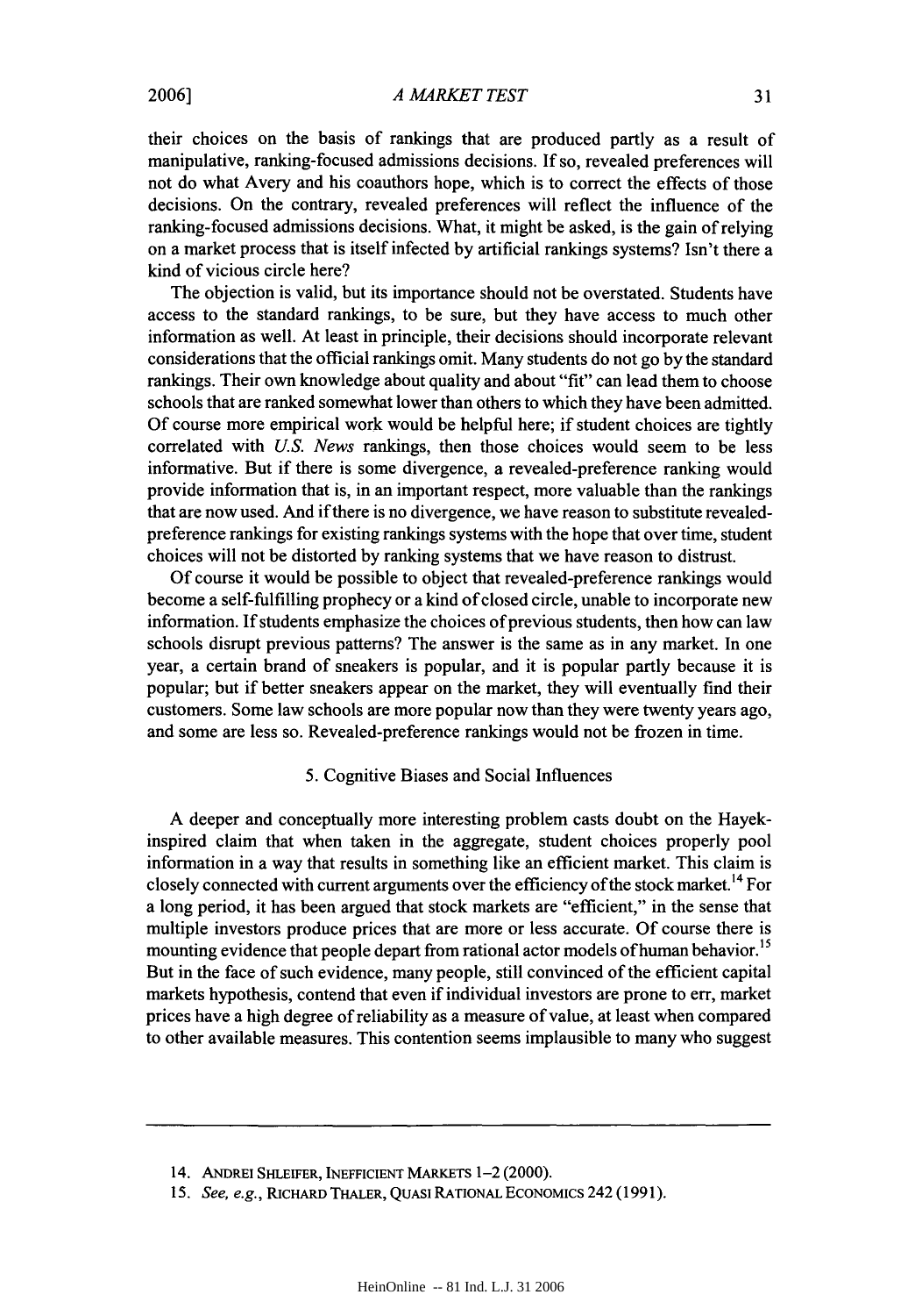their choices on the basis of rankings that are produced partly as a result of manipulative, ranking-focused admissions decisions. If so, revealed preferences will not do what Avery and his coauthors hope, which is to correct the effects of those decisions. On the contrary, revealed preferences will reflect the influence of the ranking-focused admissions decisions. What, it might be asked, is the gain of relying on a market process that is itself infected by artificial rankings systems? Isn't there a kind of vicious circle here?

The objection is valid, but its importance should not be overstated. Students have access to the standard rankings, to be sure, but they have access to much other information as well. At least in principle, their decisions should incorporate relevant considerations that the official rankings omit. Many students do not go by the standard rankings. Their own knowledge about quality and about "fit" can lead them to choose schools that are ranked somewhat lower than others to which they have been admitted. Of course more empirical work would be helpful here; if student choices are tightly correlated with *U.S. News* rankings, then those choices would seem to be less informative. But if there is some divergence, a revealed-preference ranking would provide information that is, in an important respect, more valuable than the rankings that are now used. And if there is no divergence, we have reason to substitute revealed-preference rankings for existing rankings systems with the hope that over time, student choices will not be distorted by ranking systems that we have reason to distrust.

Of course it would be possible to object that revealed-preference rankings would become a self-fulfilling prophecy or a kind of closed circle, unable to incorporate new information. If students emphasize the choices of previous students, then how can law schools disrupt previous patterns? The answer is the same as in any market. In one year, a certain brand of sneakers is popular, and it is popular partly because it is popular; but if better sneakers appear on the market, they will eventually find their customers. Some law schools are more popular now than they were twenty years ago, and some are less so. Revealed-preference rankings would not be frozen in time.

### 5. Cognitive Biases and Social Influences

A deeper and conceptually more interesting problem casts doubt on the Hayek-inspired claim that when taken in the aggregate, student choices properly pool information in a way that results in something like an efficient market. This claim is closely connected with current arguments over the efficiency of the stock market.[14] For a long period, it has been argued that stock markets are "efficient," in the sense that multiple investors produce prices that are more or less accurate. Of course there is mounting evidence that people depart from rational actor models of human behavior.[15] But in the face of such evidence, many people, still convinced of the efficient capital markets hypothesis, contend that even if individual investors are prone to err, market prices have a high degree of reliability as a measure of value, at least when compared to other available measures. This contention seems implausible to many who suggest

---

14. ANDREI SHLEIFER, INEFFICIENT MARKETS 1–2 (2000).

15. *See, e.g.*, RICHARD THALER, QUASI RATIONAL ECONOMICS 242 (1991).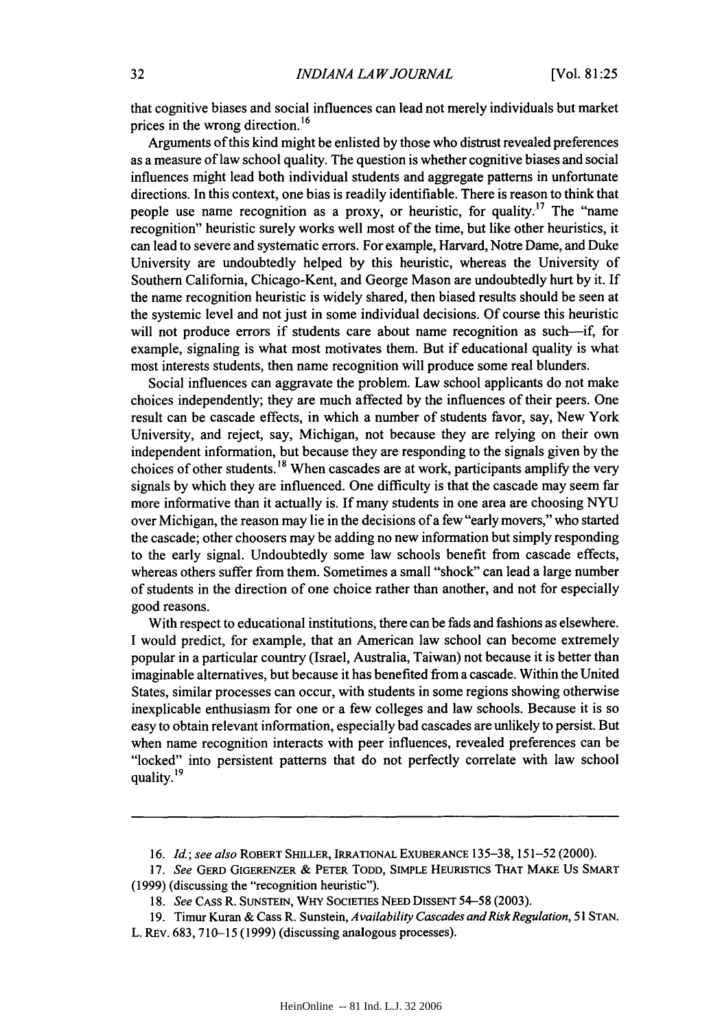that cognitive biases and social influences can lead not merely individuals but market prices in the wrong direction.[16]

Arguments of this kind might be enlisted by those who distrust revealed preferences as a measure of law school quality. The question is whether cognitive biases and social influences might lead both individual students and aggregate patterns in unfortunate directions. In this context, one bias is readily identifiable. There is reason to think that people use name recognition as a proxy, or heuristic, for quality.[17] The "name recognition" heuristic surely works well most of the time, but like other heuristics, it can lead to severe and systematic errors. For example, Harvard, Notre Dame, and Duke University are undoubtedly helped by this heuristic, whereas the University of Southern California, Chicago-Kent, and George Mason are undoubtedly hurt by it. If the name recognition heuristic is widely shared, then biased results should be seen at the systemic level and not just in some individual decisions. Of course this heuristic will not produce errors if students care about name recognition as such—if, for example, signaling is what most motivates them. But if educational quality is what most interests students, then name recognition will produce some real blunders.

Social influences can aggravate the problem. Law school applicants do not make choices independently; they are much affected by the influences of their peers. One result can be cascade effects, in which a number of students favor, say, New York University, and reject, say, Michigan, not because they are relying on their own independent information, but because they are responding to the signals given by the choices of other students.[18] When cascades are at work, participants amplify the very signals by which they are influenced. One difficulty is that the cascade may seem far more informative than it actually is. If many students in one area are choosing NYU over Michigan, the reason may lie in the decisions of a few "early movers," who started the cascade; other choosers may be adding no new information but simply responding to the early signal. Undoubtedly some law schools benefit from cascade effects, whereas others suffer from them. Sometimes a small "shock" can lead a large number of students in the direction of one choice rather than another, and not for especially good reasons.

With respect to educational institutions, there can be fads and fashions as elsewhere. I would predict, for example, that an American law school can become extremely popular in a particular country (Israel, Australia, Taiwan) not because it is better than imaginable alternatives, but because it has benefited from a cascade. Within the United States, similar processes can occur, with students in some regions showing otherwise inexplicable enthusiasm for one or a few colleges and law schools. Because it is so easy to obtain relevant information, especially bad cascades are unlikely to persist. But when name recognition interacts with peer influences, revealed preferences can be "locked" into persistent patterns that do not perfectly correlate with law school quality.[19]

---

16. *Id.*; *see also* ROBERT SHILLER, IRRATIONAL EXUBERANCE 135–38, 151–52 (2000).

17. *See* GERD GIGERENZER & PETER TODD, SIMPLE HEURISTICS THAT MAKE US SMART (1999) (discussing the "recognition heuristic").

18. *See* CASS R. SUNSTEIN, WHY SOCIETIES NEED DISSENT 54–58 (2003).

19. Timur Kuran & Cass R. Sunstein, *Availability Cascades and Risk Regulation*, 51 STAN. L. REV. 683, 710–15 (1999) (discussing analogous processes).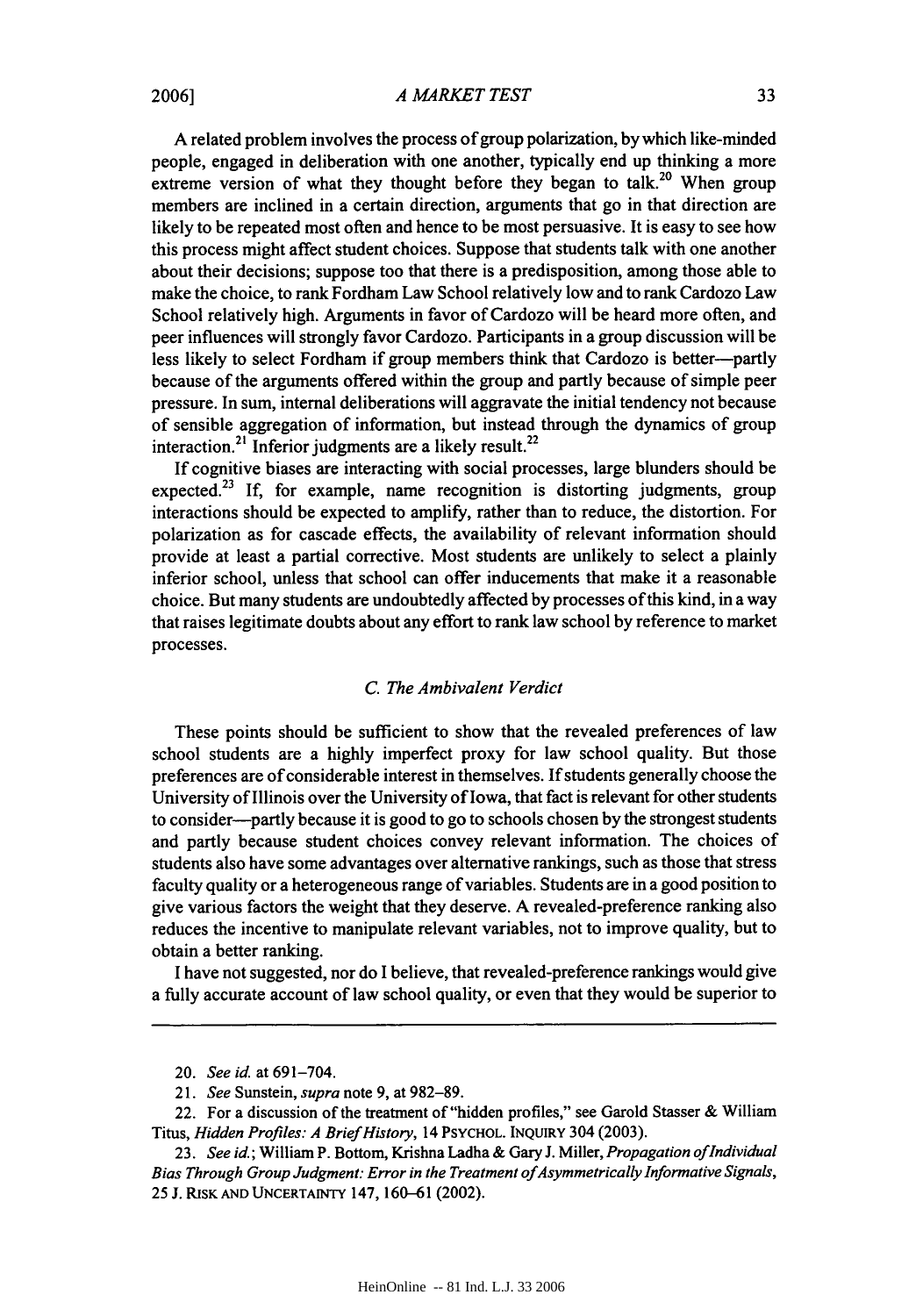A related problem involves the process of group polarization, by which like-minded people, engaged in deliberation with one another, typically end up thinking a more extreme version of what they thought before they began to talk.[20] When group members are inclined in a certain direction, arguments that go in that direction are likely to be repeated most often and hence to be most persuasive. It is easy to see how this process might affect student choices. Suppose that students talk with one another about their decisions; suppose too that there is a predisposition, among those able to make the choice, to rank Fordham Law School relatively low and to rank Cardozo Law School relatively high. Arguments in favor of Cardozo will be heard more often, and peer influences will strongly favor Cardozo. Participants in a group discussion will be less likely to select Fordham if group members think that Cardozo is better—partly because of the arguments offered within the group and partly because of simple peer pressure. In sum, internal deliberations will aggravate the initial tendency not because of sensible aggregation of information, but instead through the dynamics of group interaction.[21] Inferior judgments are a likely result.[22]

If cognitive biases are interacting with social processes, large blunders should be expected.[23] If, for example, name recognition is distorting judgments, group interactions should be expected to amplify, rather than to reduce, the distortion. For polarization as for cascade effects, the availability of relevant information should provide at least a partial corrective. Most students are unlikely to select a plainly inferior school, unless that school can offer inducements that make it a reasonable choice. But many students are undoubtedly affected by processes of this kind, in a way that raises legitimate doubts about any effort to rank law school by reference to market processes.

### *C. The Ambivalent Verdict*

These points should be sufficient to show that the revealed preferences of law school students are a highly imperfect proxy for law school quality. But those preferences are of considerable interest in themselves. If students generally choose the University of Illinois over the University of Iowa, that fact is relevant for other students to consider—partly because it is good to go to schools chosen by the strongest students and partly because student choices convey relevant information. The choices of students also have some advantages over alternative rankings, such as those that stress faculty quality or a heterogeneous range of variables. Students are in a good position to give various factors the weight that they deserve. A revealed-preference ranking also reduces the incentive to manipulate relevant variables, not to improve quality, but to obtain a better ranking.

I have not suggested, nor do I believe, that revealed-preference rankings would give a fully accurate account of law school quality, or even that they would be superior to

---

20. *See id.* at 691–704.

21. *See* Sunstein, *supra* note 9, at 982–89.

22. For a discussion of the treatment of "hidden profiles," see Garold Stasser & William Titus, *Hidden Profiles: A Brief History*, 14 PSYCHOL. INQUIRY 304 (2003).

23. *See id.*; William P. Bottom, Krishna Ladha & Gary J. Miller, *Propagation of Individual Bias Through Group Judgment: Error in the Treatment of Asymmetrically Informative Signals*, 25 J. RISK AND UNCERTAINTY 147, 160–61 (2002).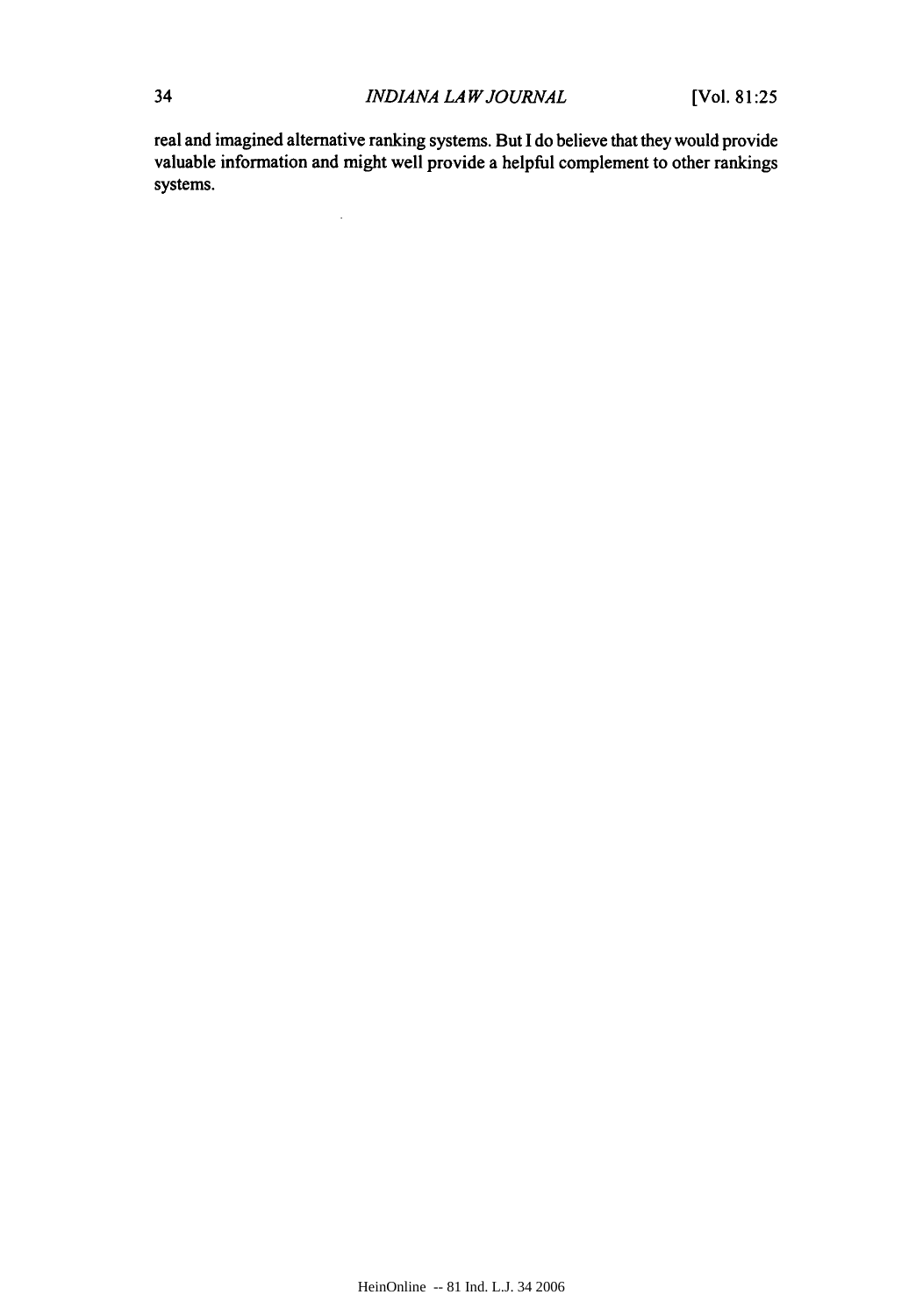real and imagined alternative ranking systems. But I do believe that they would provide valuable information and might well provide a helpful complement to other rankings systems.